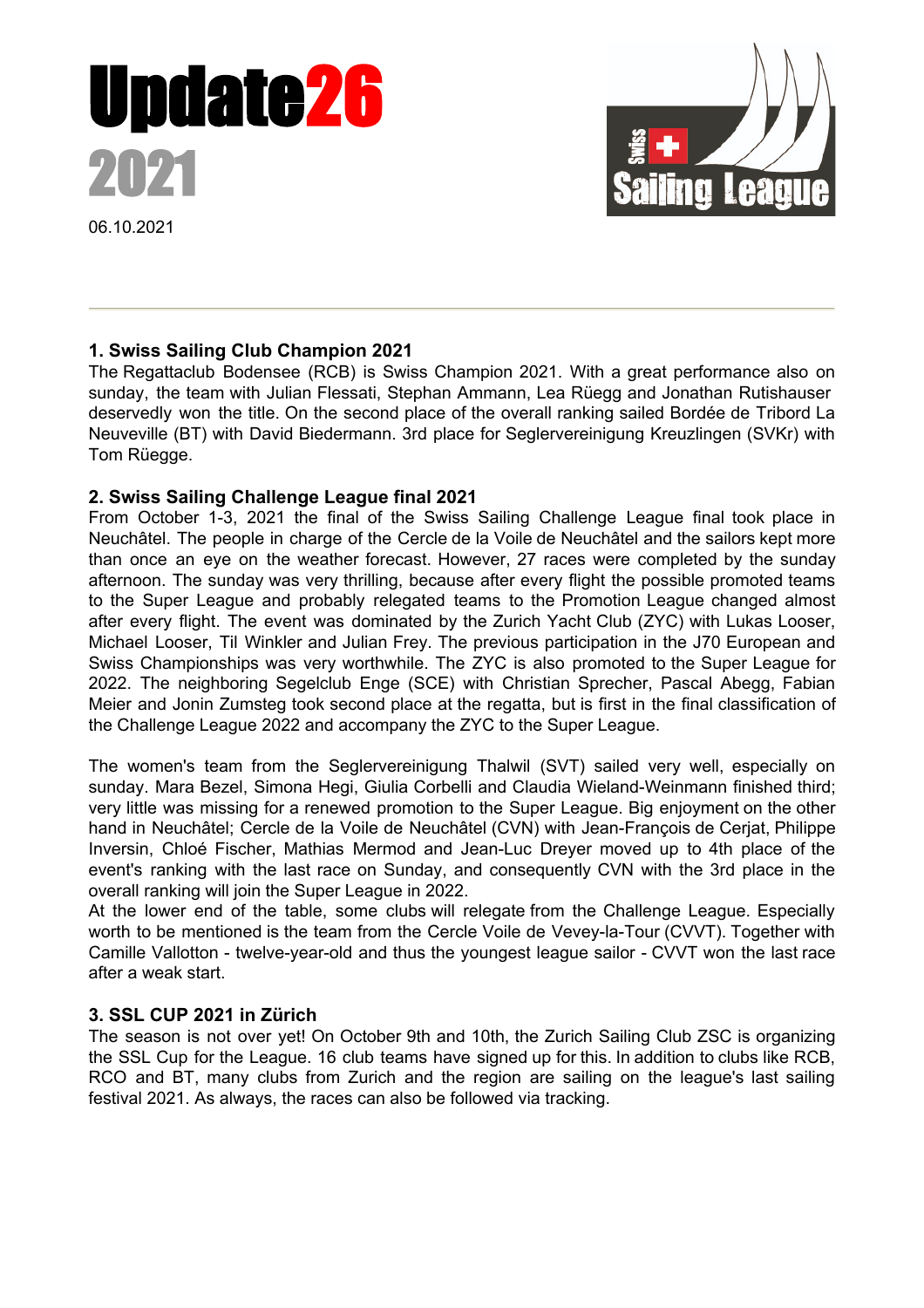# Update26 2021

06.10.2021

---

### 1. Swiss Sailing Club Champion 2021

The Regattaclub Bodensee (RCB) is Swiss Champion 2021. With a great performance also on sunday, the team with Julian Flessati, Stephan Ammann, Lea Rüegg and Jonathan Rutishauser deservedly won the title. On the second place of the overall ranking sailed Bordée de Tribord La Neuveville (BT) with David Biedermann. 3rd place for Seglervereinigung Kreuzlingen (SVKr) with Tom Rüegge.

### 2. Swiss Sailing Challenge League final 2021

From October 1-3, 2021 the final of the Swiss Sailing Challenge League final took place in Neuchâtel. The people in charge of the Cercle de la Voile de Neuchâtel and the sailors kept more than once an eye on the weather forecast. However, 27 races were completed by the sunday afternoon. The sunday was very thrilling, because after every flight the possible promoted teams to the Super League and probably relegated teams to the Promotion League changed almost after every flight. The event was dominated by the Zurich Yacht Club (ZYC) with Lukas Looser, Michael Looser, Til Winkler and Julian Frey. The previous participation in the J70 European and Swiss Championships was very worthwhile. The ZYC is also promoted to the Super League for 2022. The neighboring Segelclub Enge (SCE) with Christian Sprecher, Pascal Abegg, Fabian Meier and Jonin Zumsteg took second place at the regatta, but is first in the final classification of the Challenge League 2022 and accompany the ZYC to the Super League.

The women's team from the Seglervereinigung Thalwil (SVT) sailed very well, especially on sunday. Mara Bezel, Simona Hegi, Giulia Corbelli and Claudia Wieland-Weinmann finished third; very little was missing for a renewed promotion to the Super League. Big enjoyment on the other hand in Neuchâtel; Cercle de la Voile de Neuchâtel (CVN) with Jean-François de Cerjat, Philippe Inversin, Chloé Fischer, Mathias Mermod and Jean-Luc Dreyer moved up to 4th place of the event's ranking with the last race on Sunday, and consequently CVN with the 3rd place in the overall ranking will join the Super League in 2022.

At the lower end of the table, some clubs will relegate from the Challenge League. Especially worth to be mentioned is the team from the Cercle Voile de Vevey-la-Tour (CVVT). Together with Camille Vallotton - twelve-year-old and thus the youngest league sailor - CVVT won the last race after a weak start.

### 3. SSL CUP 2021 in Zürich

The season is not over yet! On October 9th and 10th, the Zurich Sailing Club ZSC is organizing the SSL Cup for the League. 16 club teams have signed up for this. In addition to clubs like RCB, RCO and BT, many clubs from Zurich and the region are sailing on the league's last sailing festival 2021. As always, the races can also be followed via tracking.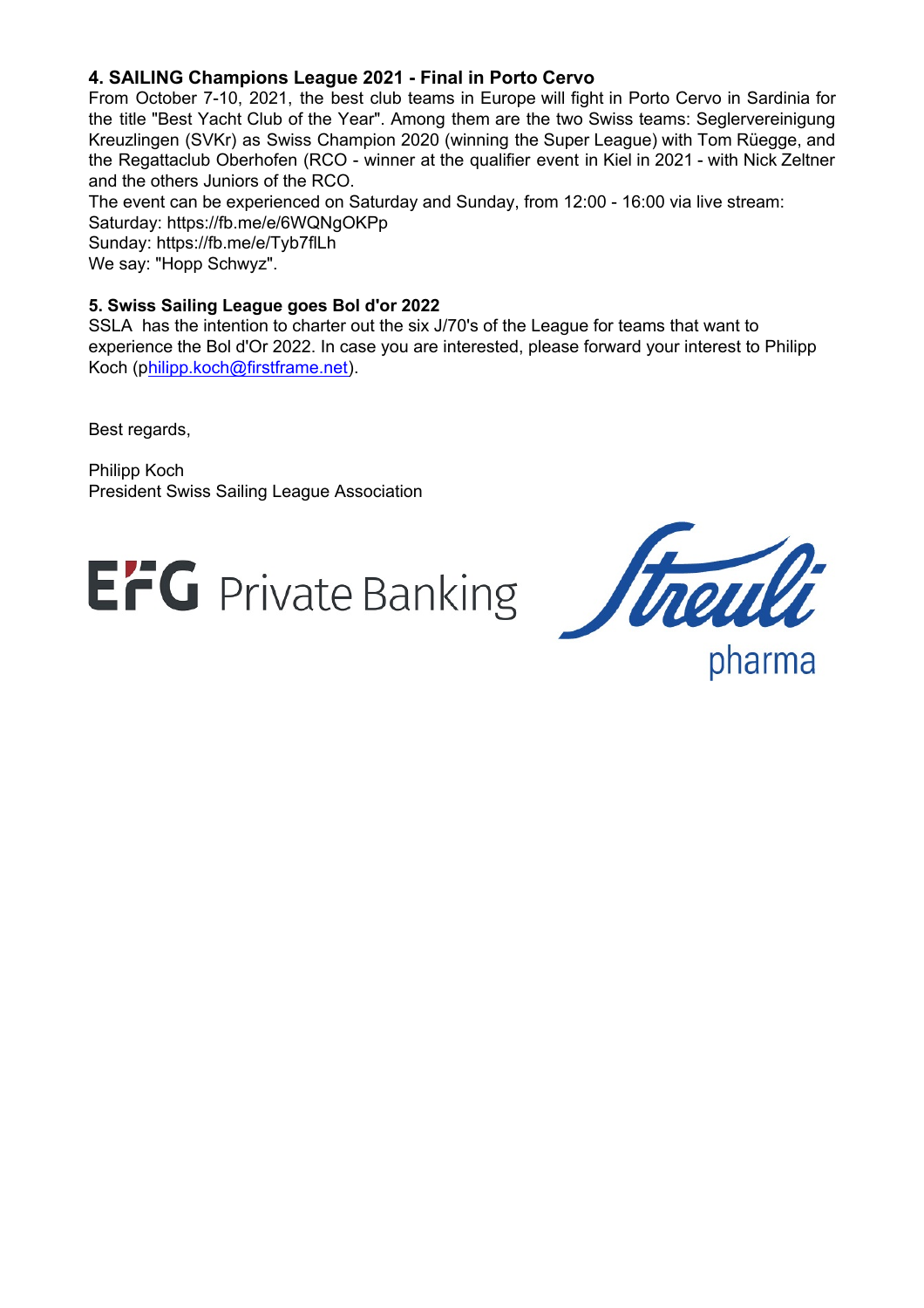### 4. SAILING Champions League 2021 - Final in Porto Cervo

From October 7-10, 2021, the best club teams in Europe will fight in Porto Cervo in Sardinia for the title "Best Yacht Club of the Year". Among them are the two Swiss teams: Seglervereinigung Kreuzlingen (SVKr) as Swiss Champion 2020 (winning the Super League) with Tom Rüegge, and the Regattaclub Oberhofen (RCO - winner at the qualifier event in Kiel in 2021 - with Nick Zeltner and the others Juniors of the RCO.

The event can be experienced on Saturday and Sunday, from 12:00 - 16:00 via live stream:
Saturday: https://fb.me/e/6WQNgOKPp
Sunday: https://fb.me/e/Tyb7flLh
We say: "Hopp Schwyz".

### 5. Swiss Sailing League goes Bol d'or 2022

SSLA has the intention to charter out the six J/70's of the League for teams that want to experience the Bol d'Or 2022. In case you are interested, please forward your interest to Philipp Koch (philipp.koch@firstframe.net).

Best regards,

Philipp Koch
President Swiss Sailing League Association

EFG Private Banking

Streuli pharma